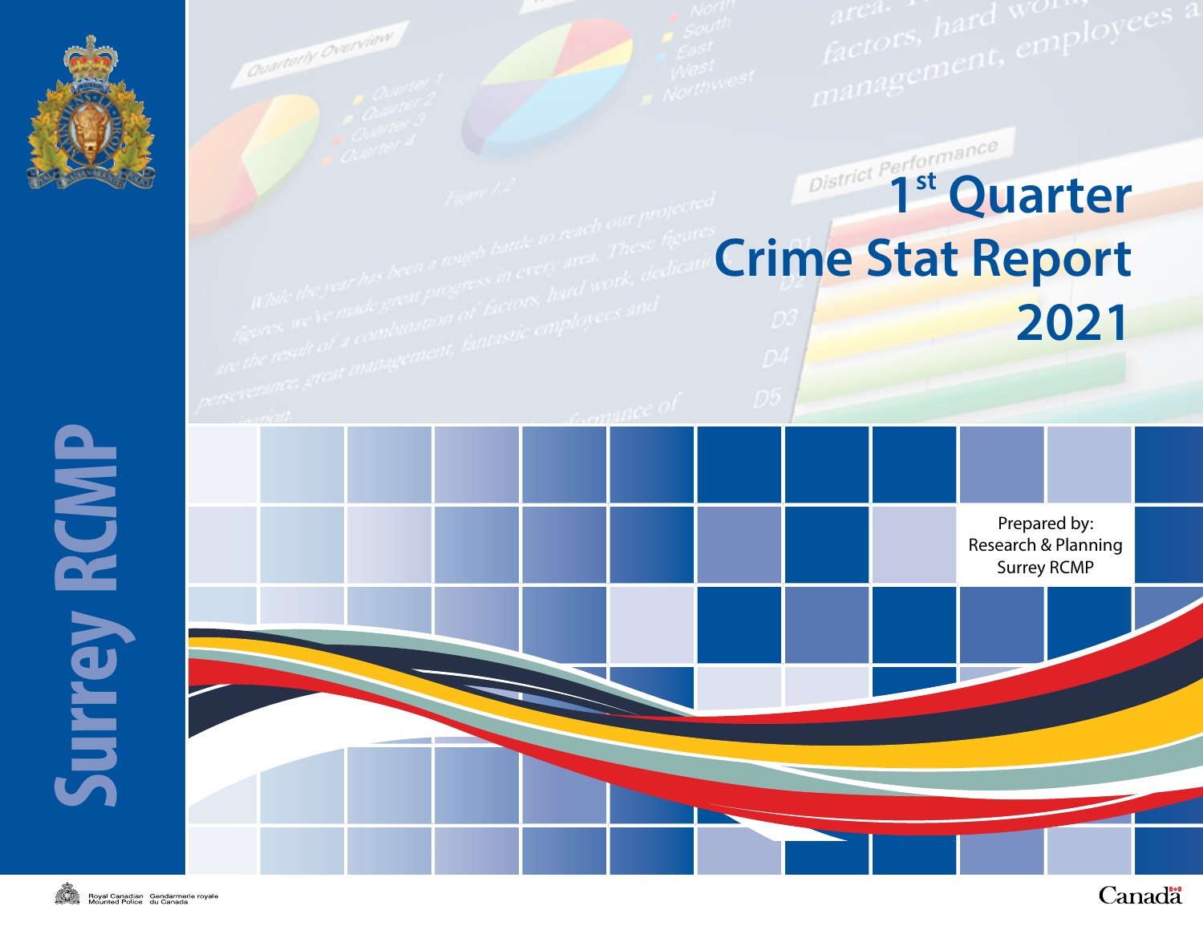# Surrey RCMP

# 1st Quarter Crime Stat Report 2021

Prepared by:
Research & Planning
Surrey RCMP

Royal Canadian Mounted Police | Gendarmerie royale du Canada

Canada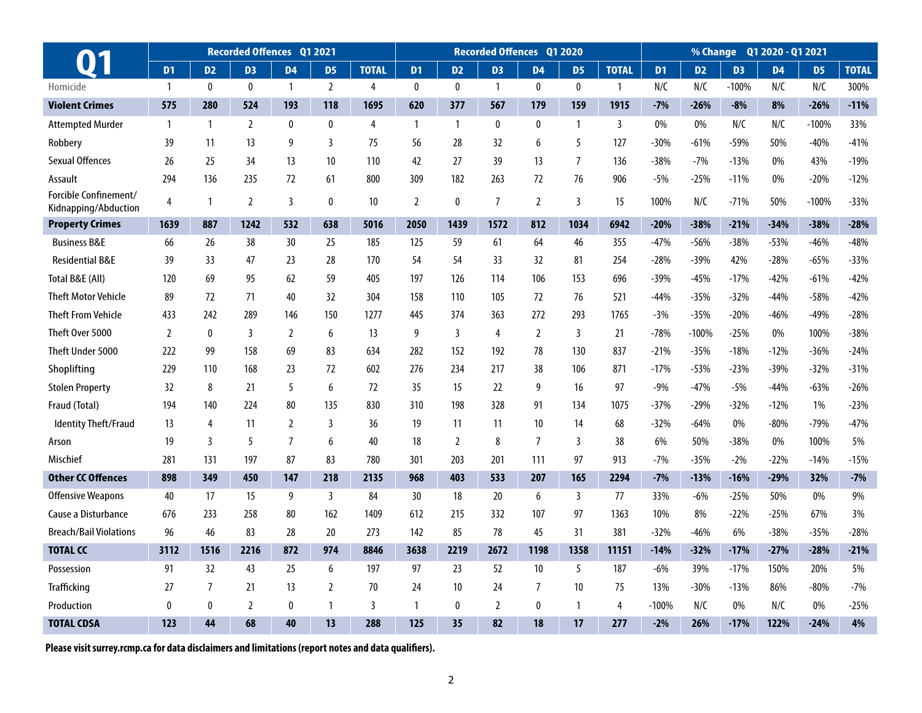| Q1 | Recorded Offences Q1 2021 | | | | | | Recorded Offences Q1 2020 | | | | | | % Change Q1 2020 - Q1 2021 | | | | | |
|---|---|---|---|---|---|---|---|---|---|---|---|---|---|---|---|---|---|---|
| | D1 | D2 | D3 | D4 | D5 | TOTAL | D1 | D2 | D3 | D4 | D5 | TOTAL | D1 | D2 | D3 | D4 | D5 | TOTAL |
| Homicide | 1 | 0 | 0 | 1 | 2 | 4 | 0 | 0 | 1 | 0 | 0 | 1 | N/C | N/C | -100% | N/C | N/C | 300% |
| **Violent Crimes** | **575** | **280** | **524** | **193** | **118** | **1695** | **620** | **377** | **567** | **179** | **159** | **1915** | **-7%** | **-26%** | **-8%** | **8%** | **-26%** | **-11%** |
| Attempted Murder | 1 | 1 | 2 | 0 | 0 | 4 | 1 | 1 | 0 | 0 | 1 | 3 | 0% | 0% | N/C | N/C | -100% | 33% |
| Robbery | 39 | 11 | 13 | 9 | 3 | 75 | 56 | 28 | 32 | 6 | 5 | 127 | -30% | -61% | -59% | 50% | -40% | -41% |
| Sexual Offences | 26 | 25 | 34 | 13 | 10 | 110 | 42 | 27 | 39 | 13 | 7 | 136 | -38% | -7% | -13% | 0% | 43% | -19% |
| Assault | 294 | 136 | 235 | 72 | 61 | 800 | 309 | 182 | 263 | 72 | 76 | 906 | -5% | -25% | -11% | 0% | -20% | -12% |
| Forcible Confinement/ Kidnapping/Abduction | 4 | 1 | 2 | 3 | 0 | 10 | 2 | 0 | 7 | 2 | 3 | 15 | 100% | N/C | -71% | 50% | -100% | -33% |
| **Property Crimes** | **1639** | **887** | **1242** | **532** | **638** | **5016** | **2050** | **1439** | **1572** | **812** | **1034** | **6942** | **-20%** | **-38%** | **-21%** | **-34%** | **-38%** | **-28%** |
| Business B&E | 66 | 26 | 38 | 30 | 25 | 185 | 125 | 59 | 61 | 64 | 46 | 355 | -47% | -56% | -38% | -53% | -46% | -48% |
| Residential B&E | 39 | 33 | 47 | 23 | 28 | 170 | 54 | 54 | 33 | 32 | 81 | 254 | -28% | -39% | 42% | -28% | -65% | -33% |
| Total B&E (All) | 120 | 69 | 95 | 62 | 59 | 405 | 197 | 126 | 114 | 106 | 153 | 696 | -39% | -45% | -17% | -42% | -61% | -42% |
| Theft Motor Vehicle | 89 | 72 | 71 | 40 | 32 | 304 | 158 | 110 | 105 | 72 | 76 | 521 | -44% | -35% | -32% | -44% | -58% | -42% |
| Theft From Vehicle | 433 | 242 | 289 | 146 | 150 | 1277 | 445 | 374 | 363 | 272 | 293 | 1765 | -3% | -35% | -20% | -46% | -49% | -28% |
| Theft Over 5000 | 2 | 0 | 3 | 2 | 6 | 13 | 9 | 3 | 4 | 2 | 3 | 21 | -78% | -100% | -25% | 0% | 100% | -38% |
| Theft Under 5000 | 222 | 99 | 158 | 69 | 83 | 634 | 282 | 152 | 192 | 78 | 130 | 837 | -21% | -35% | -18% | -12% | -36% | -24% |
| Shoplifting | 229 | 110 | 168 | 23 | 72 | 602 | 276 | 234 | 217 | 38 | 106 | 871 | -17% | -53% | -23% | -39% | -32% | -31% |
| Stolen Property | 32 | 8 | 21 | 5 | 6 | 72 | 35 | 15 | 22 | 9 | 16 | 97 | -9% | -47% | -5% | -44% | -63% | -26% |
| Fraud (Total) | 194 | 140 | 224 | 80 | 135 | 830 | 310 | 198 | 328 | 91 | 134 | 1075 | -37% | -29% | -32% | -12% | 1% | -23% |
| Identity Theft/Fraud | 13 | 4 | 11 | 2 | 3 | 36 | 19 | 11 | 11 | 10 | 14 | 68 | -32% | -64% | 0% | -80% | -79% | -47% |
| Arson | 19 | 3 | 5 | 7 | 6 | 40 | 18 | 2 | 8 | 7 | 3 | 38 | 6% | 50% | -38% | 0% | 100% | 5% |
| Mischief | 281 | 131 | 197 | 87 | 83 | 780 | 301 | 203 | 201 | 111 | 97 | 913 | -7% | -35% | -2% | -22% | -14% | -15% |
| **Other CC Offences** | **898** | **349** | **450** | **147** | **218** | **2135** | **968** | **403** | **533** | **207** | **165** | **2294** | **-7%** | **-13%** | **-16%** | **-29%** | **32%** | **-7%** |
| Offensive Weapons | 40 | 17 | 15 | 9 | 3 | 84 | 30 | 18 | 20 | 6 | 3 | 77 | 33% | -6% | -25% | 50% | 0% | 9% |
| Cause a Disturbance | 676 | 233 | 258 | 80 | 162 | 1409 | 612 | 215 | 332 | 107 | 97 | 1363 | 10% | 8% | -22% | -25% | 67% | 3% |
| Breach/Bail Violations | 96 | 46 | 83 | 28 | 20 | 273 | 142 | 85 | 78 | 45 | 31 | 381 | -32% | -46% | 6% | -38% | -35% | -28% |
| **TOTAL CC** | **3112** | **1516** | **2216** | **872** | **974** | **8846** | **3638** | **2219** | **2672** | **1198** | **1358** | **11151** | **-14%** | **-32%** | **-17%** | **-27%** | **-28%** | **-21%** |
| Possession | 91 | 32 | 43 | 25 | 6 | 197 | 97 | 23 | 52 | 10 | 5 | 187 | -6% | 39% | -17% | 150% | 20% | 5% |
| Trafficking | 27 | 7 | 21 | 13 | 2 | 70 | 24 | 10 | 24 | 7 | 10 | 75 | 13% | -30% | -13% | 86% | -80% | -7% |
| Production | 0 | 0 | 2 | 0 | 1 | 3 | 1 | 0 | 2 | 0 | 1 | 4 | -100% | N/C | 0% | N/C | 0% | -25% |
| **TOTAL CDSA** | **123** | **44** | **68** | **40** | **13** | **288** | **125** | **35** | **82** | **18** | **17** | **277** | **-2%** | **26%** | **-17%** | **122%** | **-24%** | **4%** |

**Please visit surrey.rcmp.ca for data disclaimers and limitations (report notes and data qualifiers).**